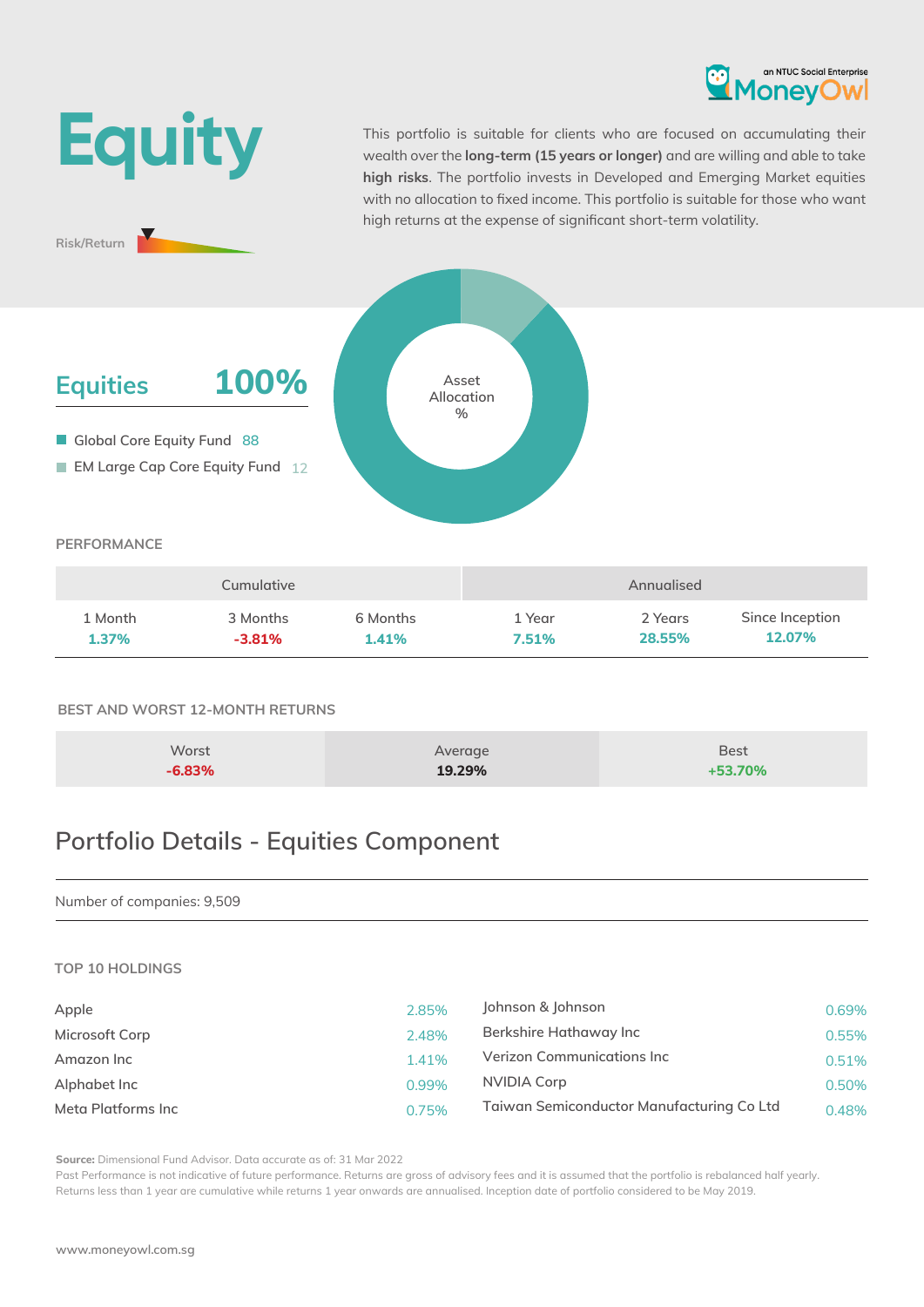an NTUC Social Enterprise MoneyOwl

# Equity

Risk/Return

This portfolio is suitable for clients who are focused on accumulating their wealth over the **long-term (15 years or longer)** and are willing and able to take **high risks**. The portfolio invests in Developed and Emerging Market equities with no allocation to fixed income. This portfolio is suitable for those who want high returns at the expense of significant short-term volatility.

## Equities 100%

- Global Core Equity Fund 88
- EM Large Cap Core Equity Fund 12

Asset Allocation %

### PERFORMANCE

| Cumulative | | | Annualised | | |
|---|---|---|---|---|---|
| 1 Month | 3 Months | 6 Months | 1 Year | 2 Years | Since Inception |
| 1.37% | -3.81% | 1.41% | 7.51% | 28.55% | 12.07% |

### BEST AND WORST 12-MONTH RETURNS

| Worst | Average | Best |
|---|---|---|
| -6.83% | 19.29% | +53.70% |

## Portfolio Details - Equities Component

Number of companies: 9,509

### TOP 10 HOLDINGS

| Holding | % | Holding | % |
|---|---|---|---|
| Apple | 2.85% | Johnson & Johnson | 0.69% |
| Microsoft Corp | 2.48% | Berkshire Hathaway Inc | 0.55% |
| Amazon Inc | 1.41% | Verizon Communications Inc | 0.51% |
| Alphabet Inc | 0.99% | NVIDIA Corp | 0.50% |
| Meta Platforms Inc | 0.75% | Taiwan Semiconductor Manufacturing Co Ltd | 0.48% |

**Source:** Dimensional Fund Advisor. Data accurate as of: 31 Mar 2022

Past Performance is not indicative of future performance. Returns are gross of advisory fees and it is assumed that the portfolio is rebalanced half yearly. Returns less than 1 year are cumulative while returns 1 year onwards are annualised. Inception date of portfolio considered to be May 2019.

www.moneyowl.com.sg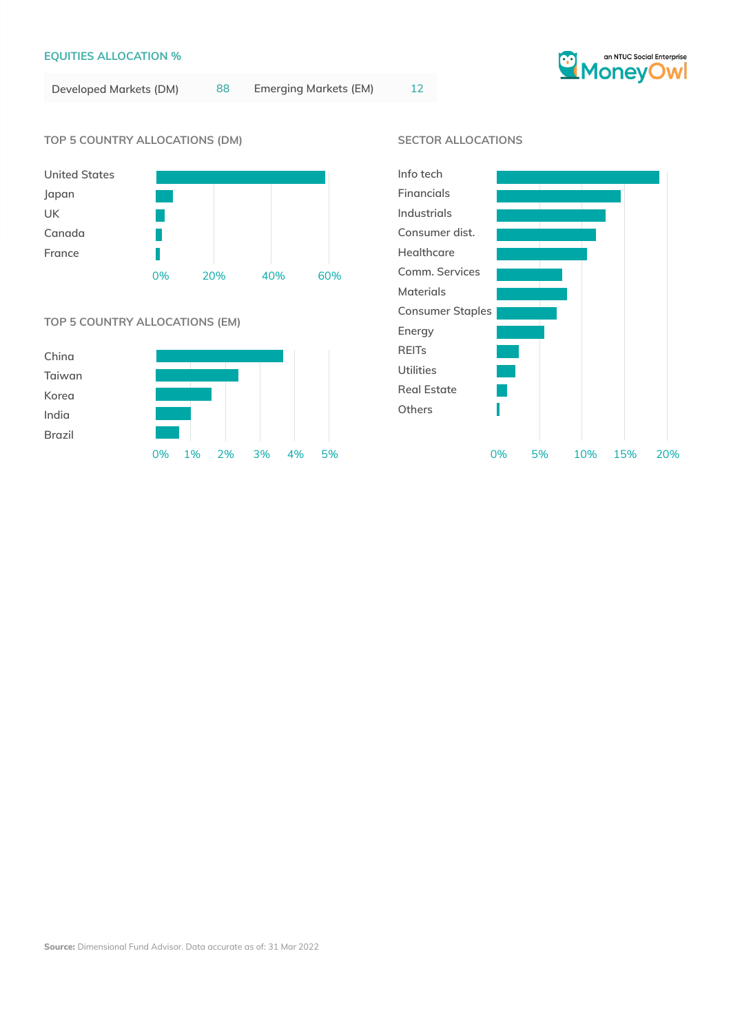## EQUITIES ALLOCATION %

| | | | |
|---|---|---|---|
| Developed Markets (DM) | 88 | Emerging Markets (EM) | 12 |

### TOP 5 COUNTRY ALLOCATIONS (DM)

United States
Japan
UK
Canada
France

0% 20% 40% 60%

### TOP 5 COUNTRY ALLOCATIONS (EM)

China
Taiwan
Korea
India
Brazil

0% 1% 2% 3% 4% 5%

### SECTOR ALLOCATIONS

Info tech
Financials
Industrials
Consumer dist.
Healthcare
Comm. Services
Materials
Consumer Staples
Energy
REITs
Utilities
Real Estate
Others

0% 5% 10% 15% 20%

**Source:** Dimensional Fund Advisor. Data accurate as of: 31 Mar 2022